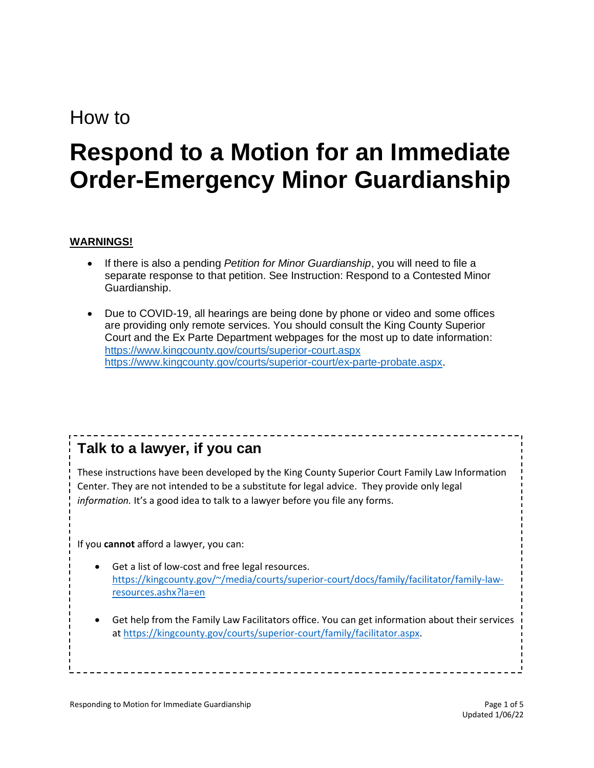How to

# Respond to a Motion for an Immediate Order-Emergency Minor Guardianship

**WARNINGS!**

- If there is also a pending *Petition for Minor Guardianship*, you will need to file a separate response to that petition. See Instruction: Respond to a Contested Minor Guardianship.
- Due to COVID-19, all hearings are being done by phone or video and some offices are providing only remote services. You should consult the King County Superior Court and the Ex Parte Department webpages for the most up to date information: https://www.kingcounty.gov/courts/superior-court.aspx https://www.kingcounty.gov/courts/superior-court/ex-parte-probate.aspx.

## Talk to a lawyer, if you can

These instructions have been developed by the King County Superior Court Family Law Information Center. They are not intended to be a substitute for legal advice. They provide only legal *information.* It's a good idea to talk to a lawyer before you file any forms.

If you **cannot** afford a lawyer, you can:

- Get a list of low-cost and free legal resources. https://kingcounty.gov/~/media/courts/superior-court/docs/family/facilitator/family-law-resources.ashx?la=en
- Get help from the Family Law Facilitators office. You can get information about their services at https://kingcounty.gov/courts/superior-court/family/facilitator.aspx.

Updated 1/06/22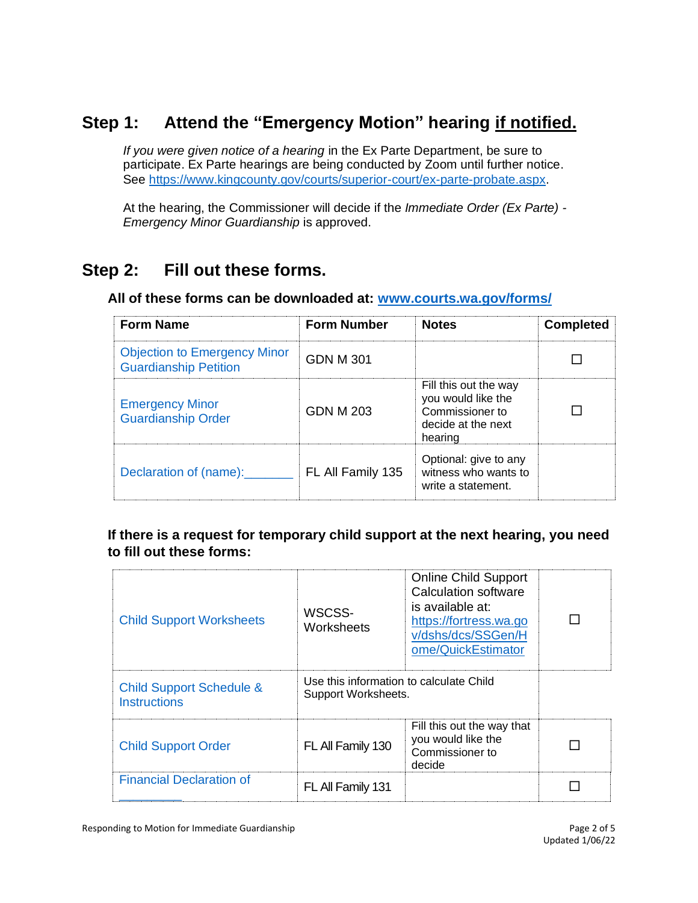## Step 1: Attend the "Emergency Motion" hearing <u>if notified.</u>

*If you were given notice of a hearing* in the Ex Parte Department, be sure to participate. Ex Parte hearings are being conducted by Zoom until further notice. See https://www.kingcounty.gov/courts/superior-court/ex-parte-probate.aspx.

At the hearing, the Commissioner will decide if the *Immediate Order (Ex Parte) - Emergency Minor Guardianship* is approved.

## Step 2: Fill out these forms.

**All of these forms can be downloaded at: www.courts.wa.gov/forms/**

| Form Name | Form Number | Notes | Completed |
|---|---|---|---|
| Objection to Emergency Minor Guardianship Petition | GDN M 301 | | ☐ |
| Emergency Minor Guardianship Order | GDN M 203 | Fill this out the way you would like the Commissioner to decide at the next hearing | ☐ |
| Declaration of (name):_______ | FL All Family 135 | Optional: give to any witness who wants to write a statement. | |

**If there is a request for temporary child support at the next hearing, you need to fill out these forms:**

| | | | |
|---|---|---|---|
| Child Support Worksheets | WSCSS-Worksheets | Online Child Support Calculation software is available at: https://fortress.wa.gov/dshs/dcs/SSGen/Home/QuickEstimator | ☐ |
| Child Support Schedule & Instructions | Use this information to calculate Child Support Worksheets. | | |
| Child Support Order | FL All Family 130 | Fill this out the way that you would like the Commissioner to decide | ☐ |
| Financial Declaration of _________ | FL All Family 131 | | ☐ |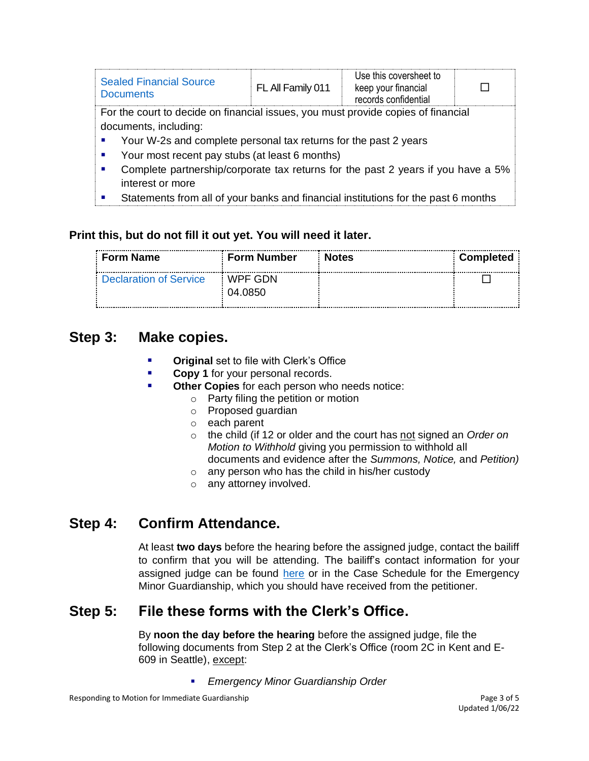| Sealed Financial Source Documents | FL All Family 011 | Use this coversheet to keep your financial records confidential | ☐ |
|---|---|---|---|

For the court to decide on financial issues, you must provide copies of financial documents, including:

- Your W-2s and complete personal tax returns for the past 2 years
- Your most recent pay stubs (at least 6 months)
- Complete partnership/corporate tax returns for the past 2 years if you have a 5% interest or more
- Statements from all of your banks and financial institutions for the past 6 months

**Print this, but do not fill it out yet. You will need it later.**

| Form Name | Form Number | Notes | Completed |
|---|---|---|---|
| Declaration of Service | WPF GDN 04.0850 | | ☐ |

## Step 3: Make copies.

- **Original** set to file with Clerk's Office
- **Copy 1** for your personal records.
- **Other Copies** for each person who needs notice:
  - Party filing the petition or motion
  - Proposed guardian
  - each parent
  - the child (if 12 or older and the court has not signed an *Order on Motion to Withhold* giving you permission to withhold all documents and evidence after the *Summons, Notice,* and *Petition)*
  - any person who has the child in his/her custody
  - any attorney involved.

## Step 4: Confirm Attendance.

At least **two days** before the hearing before the assigned judge, contact the bailiff to confirm that you will be attending. The bailiff's contact information for your assigned judge can be found here or in the Case Schedule for the Emergency Minor Guardianship, which you should have received from the petitioner.

## Step 5: File these forms with the Clerk's Office.

By **noon the day before the hearing** before the assigned judge, file the following documents from Step 2 at the Clerk's Office (room 2C in Kent and E-609 in Seattle), except:

- *Emergency Minor Guardianship Order*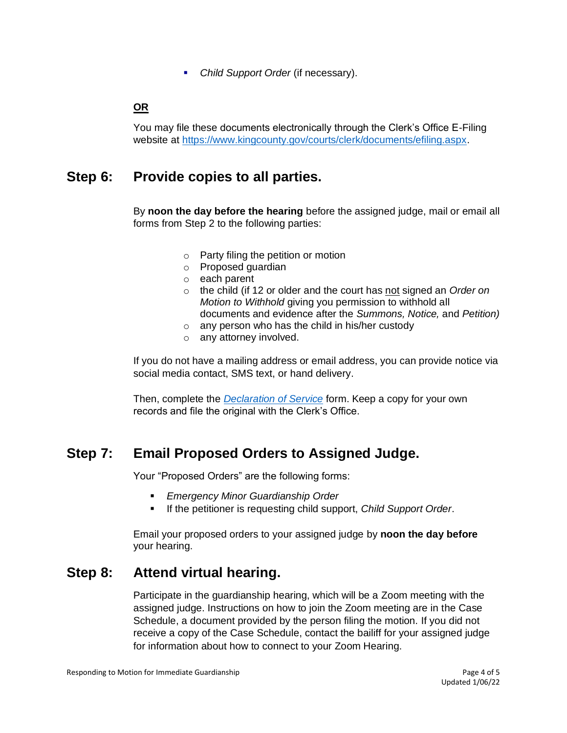- *Child Support Order* (if necessary).

**OR**

You may file these documents electronically through the Clerk's Office E-Filing website at https://www.kingcounty.gov/courts/clerk/documents/efiling.aspx.

## Step 6: Provide copies to all parties.

By **noon the day before the hearing** before the assigned judge, mail or email all forms from Step 2 to the following parties:

- Party filing the petition or motion
- Proposed guardian
- each parent
- the child (if 12 or older and the court has not signed an *Order on Motion to Withhold* giving you permission to withhold all documents and evidence after the *Summons, Notice,* and *Petition)*
- any person who has the child in his/her custody
- any attorney involved.

If you do not have a mailing address or email address, you can provide notice via social media contact, SMS text, or hand delivery.

Then, complete the *Declaration of Service* form. Keep a copy for your own records and file the original with the Clerk's Office.

## Step 7: Email Proposed Orders to Assigned Judge.

Your "Proposed Orders" are the following forms:

- *Emergency Minor Guardianship Order*
- If the petitioner is requesting child support, *Child Support Order*.

Email your proposed orders to your assigned judge by **noon the day before** your hearing.

## Step 8: Attend virtual hearing.

Participate in the guardianship hearing, which will be a Zoom meeting with the assigned judge. Instructions on how to join the Zoom meeting are in the Case Schedule, a document provided by the person filing the motion. If you did not receive a copy of the Case Schedule, contact the bailiff for your assigned judge for information about how to connect to your Zoom Hearing.